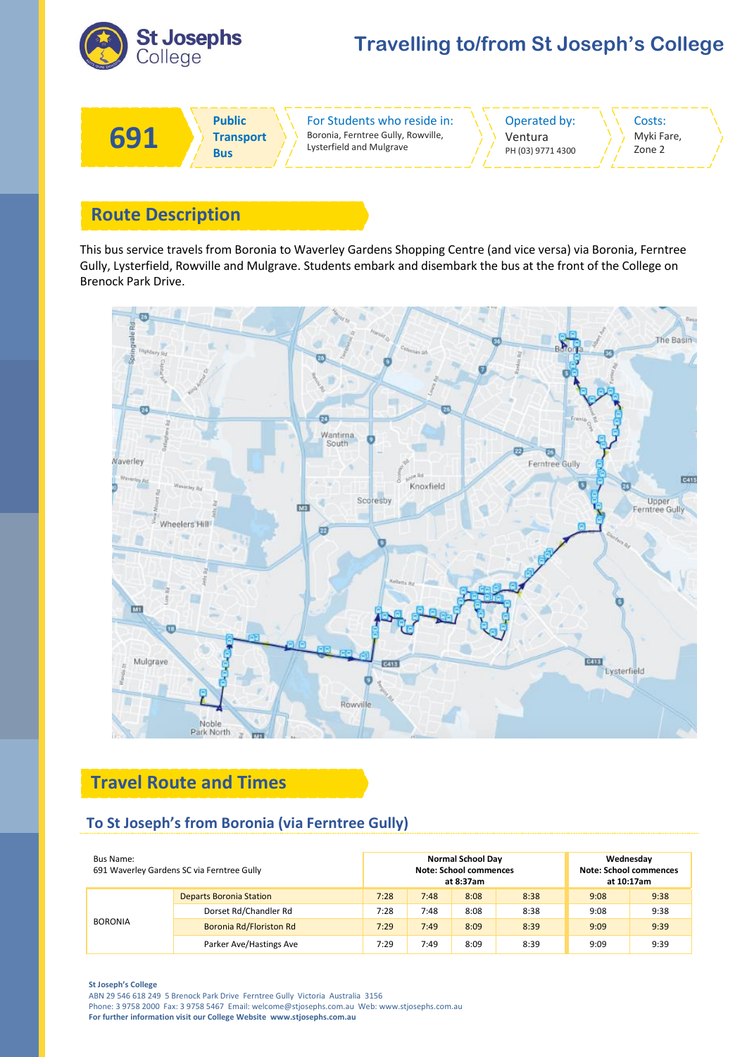# Travelling to/from St Joseph's College

| 691 | Public Transport Bus | For Students who reside in: Boronia, Ferntree Gully, Rowville, Lysterfield and Mulgrave | Operated by: Ventura PH (03) 9771 4300 | Costs: Myki Fare, Zone 2 |
|---|---|---|---|---|

## Route Description

This bus service travels from Boronia to Waverley Gardens Shopping Centre (and vice versa) via Boronia, Ferntree Gully, Lysterfield, Rowville and Mulgrave. Students embark and disembark the bus at the front of the College on Brenock Park Drive.

## Travel Route and Times

### To St Joseph's from Boronia (via Ferntree Gully)

| Bus Name: 691 Waverley Gardens SC via Ferntree Gully | | Normal School Day Note: School commences at 8:37am | | | | Wednesday Note: School commences at 10:17am | |
|---|---|---|---|---|---|---|---|
| BORONIA | Departs Boronia Station | 7:28 | 7:48 | 8:08 | 8:38 | 9:08 | 9:38 |
| | Dorset Rd/Chandler Rd | 7:28 | 7:48 | 8:08 | 8:38 | 9:08 | 9:38 |
| | Boronia Rd/Floriston Rd | 7:29 | 7:49 | 8:09 | 8:39 | 9:09 | 9:39 |
| | Parker Ave/Hastings Ave | 7:29 | 7:49 | 8:09 | 8:39 | 9:09 | 9:39 |

**St Joseph's College**
ABN 29 546 618 249 5 Brenock Park Drive Ferntree Gully Victoria Australia 3156
Phone: 3 9758 2000 Fax: 3 9758 5467 Email: welcome@stjosephs.com.au Web: www.stjosephs.com.au
**For further information visit our College Website www.stjosephs.com.au**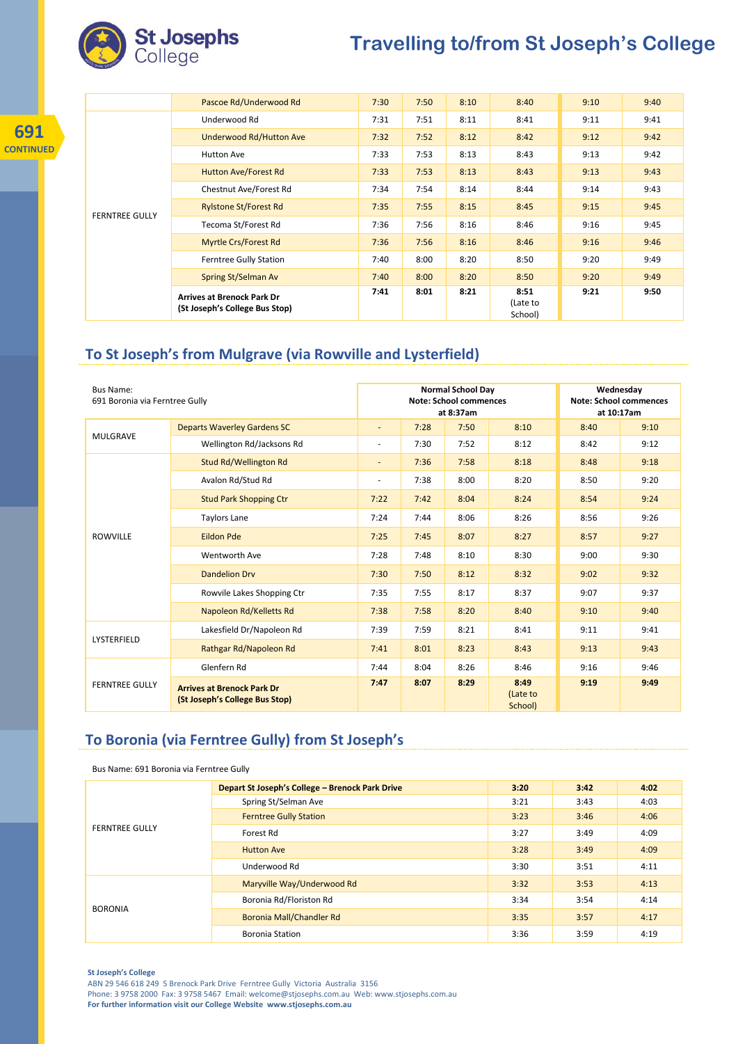# Travelling to/from St Joseph's College

**691 CONTINUED**

| | | | | | | | |
|---|---|---|---|---|---|---|---|
| | Pascoe Rd/Underwood Rd | 7:30 | 7:50 | 8:10 | 8:40 | 9:10 | 9:40 |
| FERNTREE GULLY | Underwood Rd | 7:31 | 7:51 | 8:11 | 8:41 | 9:11 | 9:41 |
| | Underwood Rd/Hutton Ave | 7:32 | 7:52 | 8:12 | 8:42 | 9:12 | 9:42 |
| | Hutton Ave | 7:33 | 7:53 | 8:13 | 8:43 | 9:13 | 9:42 |
| | Hutton Ave/Forest Rd | 7:33 | 7:53 | 8:13 | 8:43 | 9:13 | 9:43 |
| | Chestnut Ave/Forest Rd | 7:34 | 7:54 | 8:14 | 8:44 | 9:14 | 9:43 |
| | Rylstone St/Forest Rd | 7:35 | 7:55 | 8:15 | 8:45 | 9:15 | 9:45 |
| | Tecoma St/Forest Rd | 7:36 | 7:56 | 8:16 | 8:46 | 9:16 | 9:45 |
| | Myrtle Crs/Forest Rd | 7:36 | 7:56 | 8:16 | 8:46 | 9:16 | 9:46 |
| | Ferntree Gully Station | 7:40 | 8:00 | 8:20 | 8:50 | 9:20 | 9:49 |
| | Spring St/Selman Av | 7:40 | 8:00 | 8:20 | 8:50 | 9:20 | 9:49 |
| | **Arrives at Brenock Park Dr (St Joseph's College Bus Stop)** | **7:41** | **8:01** | **8:21** | **8:51** (Late to School) | **9:21** | **9:50** |

## To St Joseph's from Mulgrave (via Rowville and Lysterfield)

| Bus Name: 691 Boronia via Ferntree Gully | | **Normal School Day Note: School commences at 8:37am** | | | | **Wednesday Note: School commences at 10:17am** | |
|---|---|---|---|---|---|---|---|
| MULGRAVE | Departs Waverley Gardens SC | - | 7:28 | 7:50 | 8:10 | 8:40 | 9:10 |
| | Wellington Rd/Jacksons Rd | - | 7:30 | 7:52 | 8:12 | 8:42 | 9:12 |
| ROWVILLE | Stud Rd/Wellington Rd | - | 7:36 | 7:58 | 8:18 | 8:48 | 9:18 |
| | Avalon Rd/Stud Rd | - | 7:38 | 8:00 | 8:20 | 8:50 | 9:20 |
| | Stud Park Shopping Ctr | 7:22 | 7:42 | 8:04 | 8:24 | 8:54 | 9:24 |
| | Taylors Lane | 7:24 | 7:44 | 8:06 | 8:26 | 8:56 | 9:26 |
| | Eildon Pde | 7:25 | 7:45 | 8:07 | 8:27 | 8:57 | 9:27 |
| | Wentworth Ave | 7:28 | 7:48 | 8:10 | 8:30 | 9:00 | 9:30 |
| | Dandelion Drv | 7:30 | 7:50 | 8:12 | 8:32 | 9:02 | 9:32 |
| | Rowvile Lakes Shopping Ctr | 7:35 | 7:55 | 8:17 | 8:37 | 9:07 | 9:37 |
| | Napoleon Rd/Kelletts Rd | 7:38 | 7:58 | 8:20 | 8:40 | 9:10 | 9:40 |
| LYSTERFIELD | Lakesfield Dr/Napoleon Rd | 7:39 | 7:59 | 8:21 | 8:41 | 9:11 | 9:41 |
| | Rathgar Rd/Napoleon Rd | 7:41 | 8:01 | 8:23 | 8:43 | 9:13 | 9:43 |
| FERNTREE GULLY | Glenfern Rd | 7:44 | 8:04 | 8:26 | 8:46 | 9:16 | 9:46 |
| | **Arrives at Brenock Park Dr (St Joseph's College Bus Stop)** | **7:47** | **8:07** | **8:29** | **8:49** (Late to School) | **9:19** | **9:49** |

## To Boronia (via Ferntree Gully) from St Joseph's

Bus Name: 691 Boronia via Ferntree Gully

| | | | | |
|---|---|---|---|---|
| FERNTREE GULLY | **Depart St Joseph's College – Brenock Park Drive** | **3:20** | **3:42** | **4:02** |
| | Spring St/Selman Ave | 3:21 | 3:43 | 4:03 |
| | Ferntree Gully Station | 3:23 | 3:46 | 4:06 |
| | Forest Rd | 3:27 | 3:49 | 4:09 |
| | Hutton Ave | 3:28 | 3:49 | 4:09 |
| | Underwood Rd | 3:30 | 3:51 | 4:11 |
| BORONIA | Maryville Way/Underwood Rd | 3:32 | 3:53 | 4:13 |
| | Boronia Rd/Floriston Rd | 3:34 | 3:54 | 4:14 |
| | Boronia Mall/Chandler Rd | 3:35 | 3:57 | 4:17 |
| | Boronia Station | 3:36 | 3:59 | 4:19 |

**St Joseph's College**
ABN 29 546 618 249 5 Brenock Park Drive Ferntree Gully Victoria Australia 3156
Phone: 3 9758 2000 Fax: 3 9758 5467 Email: welcome@stjosephs.com.au Web: www.stjosephs.com.au
**For further information visit our College Website www.stjosephs.com.au**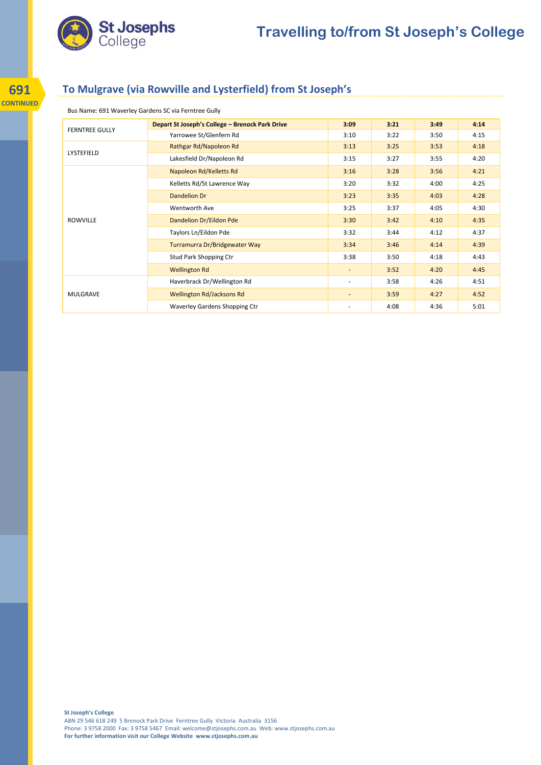# Travelling to/from St Joseph's College

**691 CONTINUED**

## To Mulgrave (via Rowville and Lysterfield) from St Joseph's

Bus Name: 691 Waverley Gardens SC via Ferntree Gully

| | | | | | |
|---|---|---|---|---|---|
| FERNTREE GULLY | **Depart St Joseph's College – Brenock Park Drive** | **3:09** | **3:21** | **3:49** | **4:14** |
| | Yarrowee St/Glenfern Rd | 3:10 | 3:22 | 3:50 | 4:15 |
| LYSTEFIELD | Rathgar Rd/Napoleon Rd | 3:13 | 3:25 | 3:53 | 4:18 |
| | Lakesfield Dr/Napoleon Rd | 3:15 | 3:27 | 3:55 | 4:20 |
| ROWVILLE | Napoleon Rd/Kelletts Rd | 3:16 | 3:28 | 3:56 | 4:21 |
| | Kelletts Rd/St Lawrence Way | 3:20 | 3:32 | 4:00 | 4:25 |
| | Dandelion Dr | 3:23 | 3:35 | 4:03 | 4:28 |
| | Wentworth Ave | 3:25 | 3:37 | 4:05 | 4:30 |
| | Dandelion Dr/Eildon Pde | 3:30 | 3:42 | 4:10 | 4:35 |
| | Taylors Ln/Eildon Pde | 3:32 | 3:44 | 4:12 | 4:37 |
| | Turramurra Dr/Bridgewater Way | 3:34 | 3:46 | 4:14 | 4:39 |
| | Stud Park Shopping Ctr | 3:38 | 3:50 | 4:18 | 4:43 |
| | Wellington Rd | - | 3:52 | 4:20 | 4:45 |
| MULGRAVE | Haverbrack Dr/Wellington Rd | - | 3:58 | 4:26 | 4:51 |
| | Wellington Rd/Jacksons Rd | - | 3:59 | 4:27 | 4:52 |
| | Waverley Gardens Shopping Ctr | - | 4:08 | 4:36 | 5:01 |

**St Joseph's College**
ABN 29 546 618 249 5 Brenock Park Drive Ferntree Gully Victoria Australia 3156
Phone: 3 9758 2000 Fax: 3 9758 5467 Email: welcome@stjosephs.com.au Web: www.stjosephs.com.au
**For further information visit our College Website www.stjosephs.com.au**